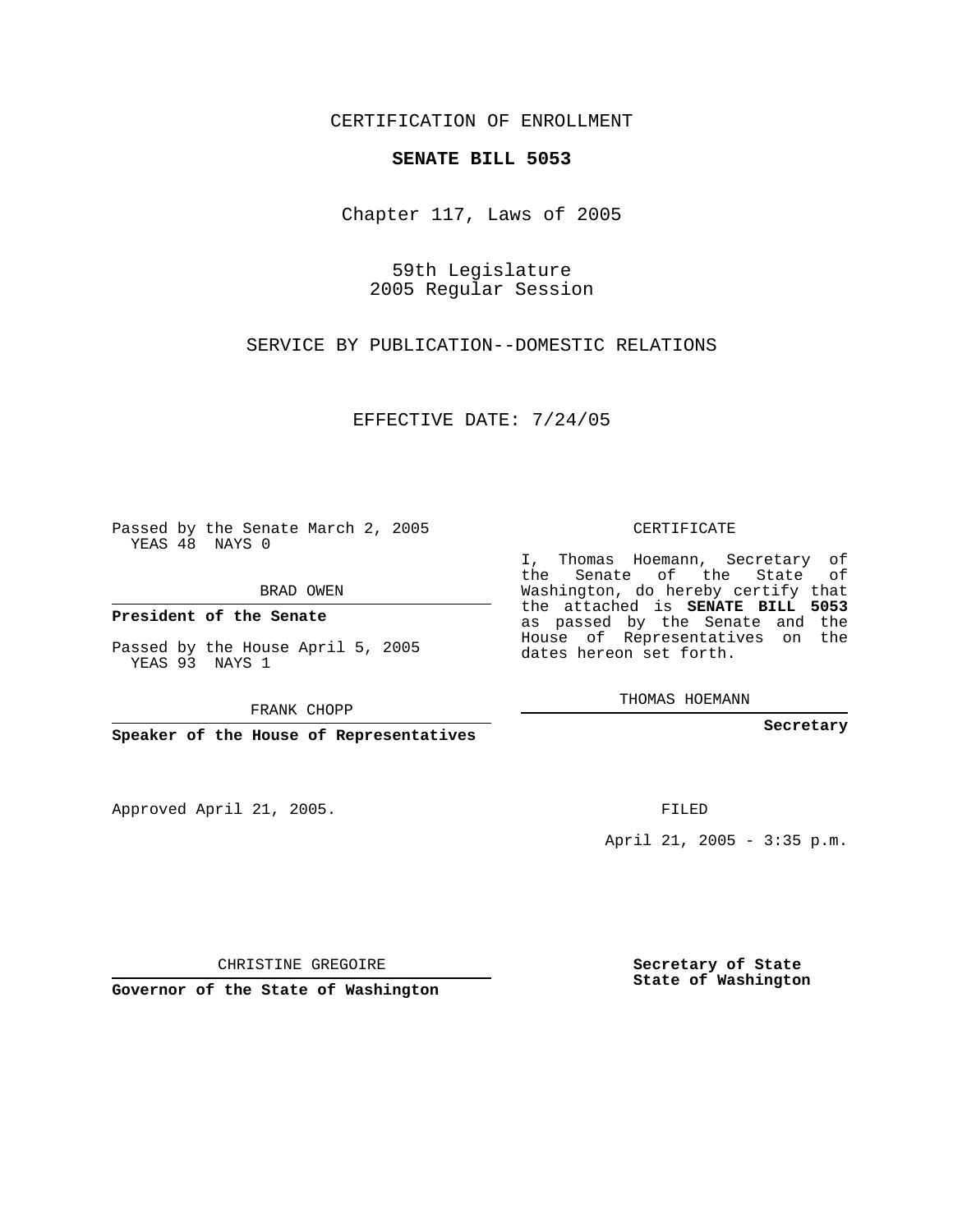CERTIFICATION OF ENROLLMENT

**SENATE BILL 5053**

Chapter 117, Laws of 2005

59th Legislature
2005 Regular Session

SERVICE BY PUBLICATION--DOMESTIC RELATIONS

EFFECTIVE DATE: 7/24/05

Passed by the Senate March 2, 2005
YEAS 48 NAYS 0

BRAD OWEN

**President of the Senate**

Passed by the House April 5, 2005
YEAS 93 NAYS 1

FRANK CHOPP

**Speaker of the House of Representatives**

CERTIFICATE

I, Thomas Hoemann, Secretary of the Senate of the State of Washington, do hereby certify that the attached is **SENATE BILL 5053** as passed by the Senate and the House of Representatives on the dates hereon set forth.

THOMAS HOEMANN

**Secretary**

Approved April 21, 2005.

FILED

April 21, 2005 - 3:35 p.m.

CHRISTINE GREGOIRE

**Governor of the State of Washington**

**Secretary of State**
**State of Washington**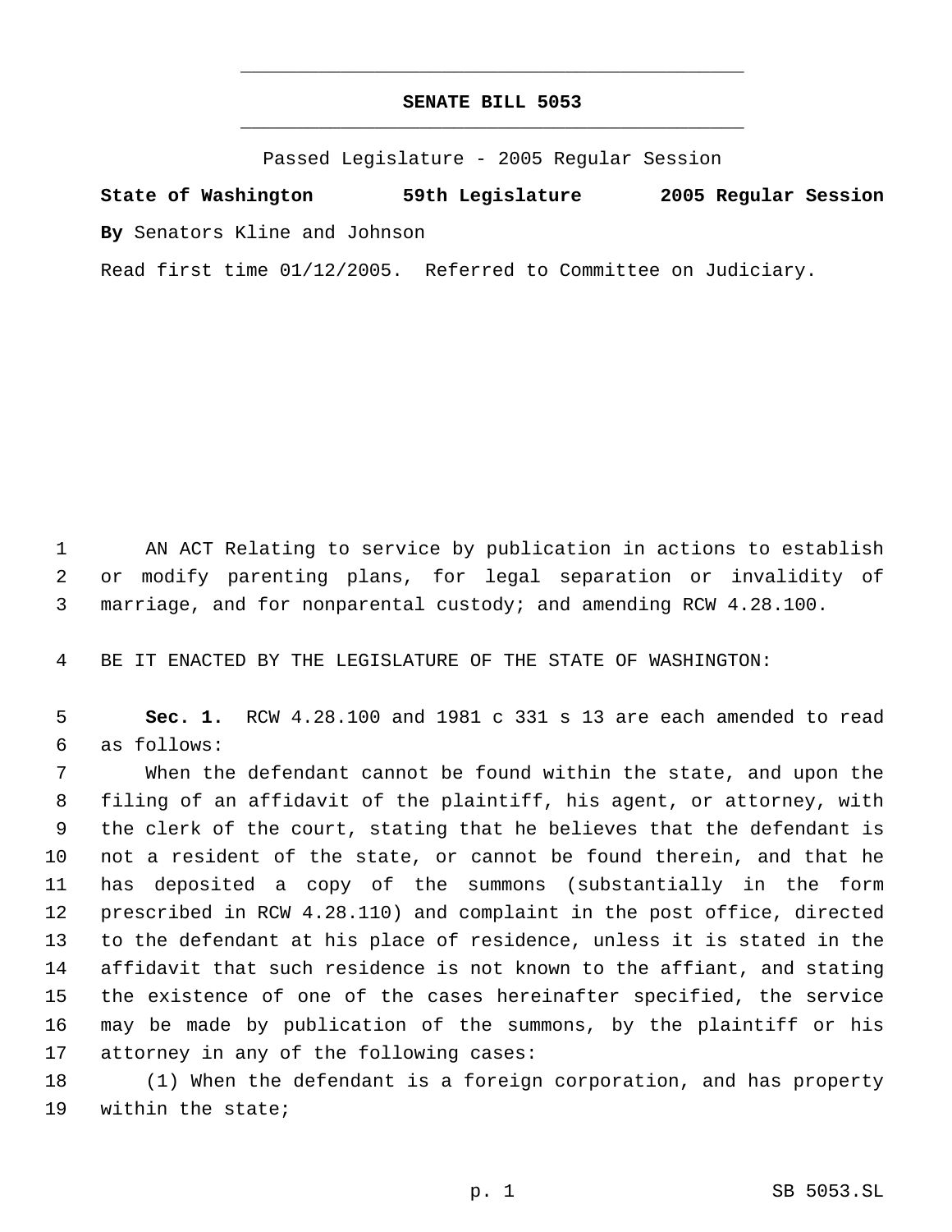# SENATE BILL 5053

Passed Legislature - 2005 Regular Session

**State of Washington 59th Legislature 2005 Regular Session**

**By** Senators Kline and Johnson

Read first time 01/12/2005. Referred to Committee on Judiciary.

AN ACT Relating to service by publication in actions to establish or modify parenting plans, for legal separation or invalidity of marriage, and for nonparental custody; and amending RCW 4.28.100.

BE IT ENACTED BY THE LEGISLATURE OF THE STATE OF WASHINGTON:

**Sec. 1.** RCW 4.28.100 and 1981 c 331 s 13 are each amended to read as follows:

When the defendant cannot be found within the state, and upon the filing of an affidavit of the plaintiff, his agent, or attorney, with the clerk of the court, stating that he believes that the defendant is not a resident of the state, or cannot be found therein, and that he has deposited a copy of the summons (substantially in the form prescribed in RCW 4.28.110) and complaint in the post office, directed to the defendant at his place of residence, unless it is stated in the affidavit that such residence is not known to the affiant, and stating the existence of one of the cases hereinafter specified, the service may be made by publication of the summons, by the plaintiff or his attorney in any of the following cases:

(1) When the defendant is a foreign corporation, and has property within the state;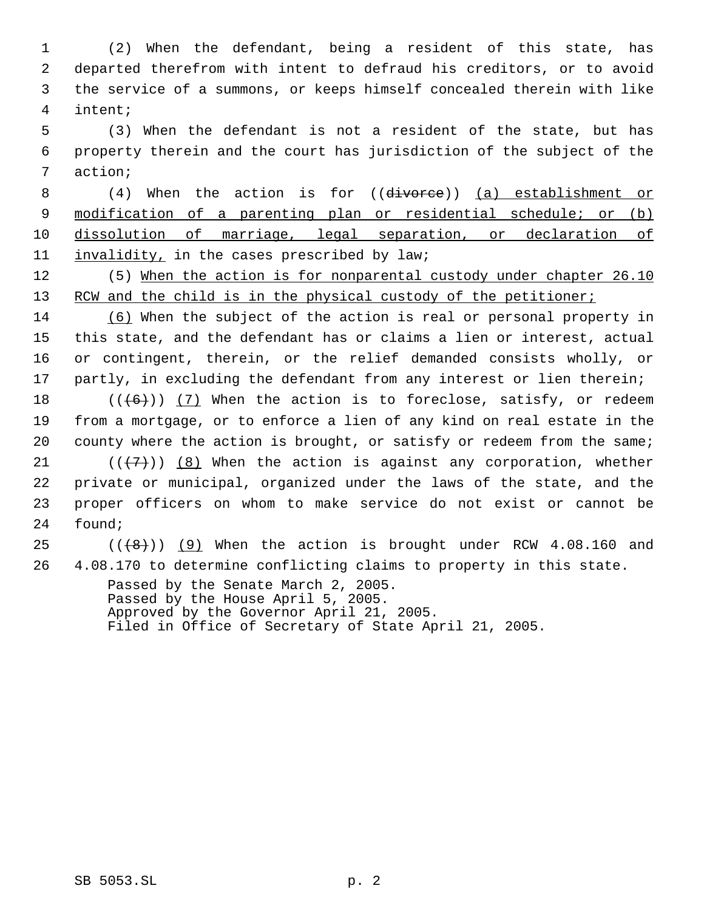(2) When the defendant, being a resident of this state, has departed therefrom with intent to defraud his creditors, or to avoid the service of a summons, or keeps himself concealed therein with like intent;

(3) When the defendant is not a resident of the state, but has property therein and the court has jurisdiction of the subject of the action;

(4) When the action is for ((~~divorce~~)) <u>(a) establishment or modification of a parenting plan or residential schedule; or (b) dissolution of marriage, legal separation, or declaration of invalidity,</u> in the cases prescribed by law;

(5) <u>When the action is for nonparental custody under chapter 26.10 RCW and the child is in the physical custody of the petitioner;</u>

<u>(6)</u> When the subject of the action is real or personal property in this state, and the defendant has or claims a lien or interest, actual or contingent, therein, or the relief demanded consists wholly, or partly, in excluding the defendant from any interest or lien therein;

((~~(6)~~)) <u>(7)</u> When the action is to foreclose, satisfy, or redeem from a mortgage, or to enforce a lien of any kind on real estate in the county where the action is brought, or satisfy or redeem from the same;

((~~(7)~~)) <u>(8)</u> When the action is against any corporation, whether private or municipal, organized under the laws of the state, and the proper officers on whom to make service do not exist or cannot be found;

((~~(8)~~)) <u>(9)</u> When the action is brought under RCW 4.08.160 and 4.08.170 to determine conflicting claims to property in this state.

Passed by the Senate March 2, 2005.
Passed by the House April 5, 2005.
Approved by the Governor April 21, 2005.
Filed in Office of Secretary of State April 21, 2005.